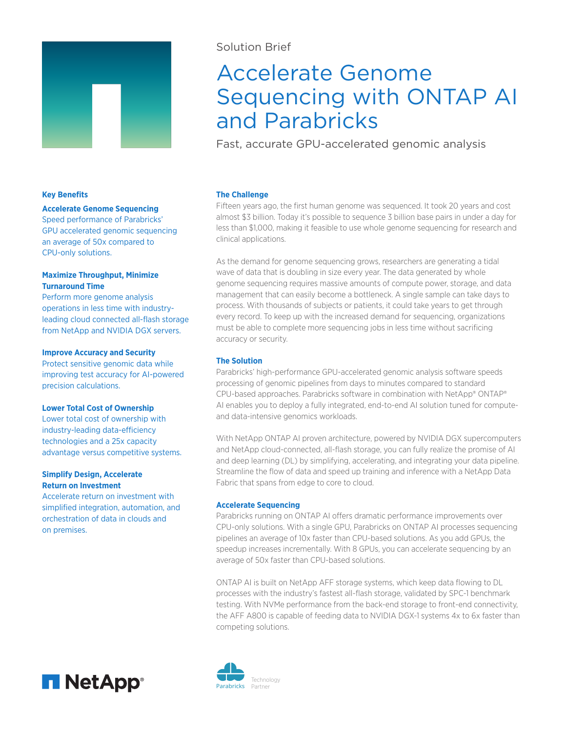Solution Brief

# Accelerate Genome Sequencing with ONTAP AI and Parabricks

Fast, accurate GPU-accelerated genomic analysis

## The Challenge

Fifteen years ago, the first human genome was sequenced. It took 20 years and cost almost $3 billion. Today it's possible to sequence 3 billion base pairs in under a day for less than $1,000, making it feasible to use whole genome sequencing for research and clinical applications.

As the demand for genome sequencing grows, researchers are generating a tidal wave of data that is doubling in size every year. The data generated by whole genome sequencing requires massive amounts of compute power, storage, and data management that can easily become a bottleneck. A single sample can take days to process. With thousands of subjects or patients, it could take years to get through every record. To keep up with the increased demand for sequencing, organizations must be able to complete more sequencing jobs in less time without sacrificing accuracy or security.

## The Solution

Parabricks' high-performance GPU-accelerated genomic analysis software speeds processing of genomic pipelines from days to minutes compared to standard CPU-based approaches. Parabricks software in combination with NetApp® ONTAP® AI enables you to deploy a fully integrated, end-to-end AI solution tuned for compute- and data-intensive genomics workloads.

With NetApp ONTAP AI proven architecture, powered by NVIDIA DGX supercomputers and NetApp cloud-connected, all-flash storage, you can fully realize the promise of AI and deep learning (DL) by simplifying, accelerating, and integrating your data pipeline. Streamline the flow of data and speed up training and inference with a NetApp Data Fabric that spans from edge to core to cloud.

## Accelerate Sequencing

Parabricks running on ONTAP AI offers dramatic performance improvements over CPU-only solutions. With a single GPU, Parabricks on ONTAP AI processes sequencing pipelines an average of 10x faster than CPU-based solutions. As you add GPUs, the speedup increases incrementally. With 8 GPUs, you can accelerate sequencing by an average of 50x faster than CPU-based solutions.

ONTAP AI is built on NetApp AFF storage systems, which keep data flowing to DL processes with the industry's fastest all-flash storage, validated by SPC-1 benchmark testing. With NVMe performance from the back-end storage to front-end connectivity, the AFF A800 is capable of feeding data to NVIDIA DGX-1 systems 4x to 6x faster than competing solutions.

## Key Benefits

**Accelerate Genome Sequencing**
Speed performance of Parabricks' GPU accelerated genomic sequencing an average of 50x compared to CPU-only solutions.

**Maximize Throughput, Minimize Turnaround Time**
Perform more genome analysis operations in less time with industry-leading cloud connected all-flash storage from NetApp and NVIDIA DGX servers.

**Improve Accuracy and Security**
Protect sensitive genomic data while improving test accuracy for AI-powered precision calculations.

**Lower Total Cost of Ownership**
Lower total cost of ownership with industry-leading data-efficiency technologies and a 25x capacity advantage versus competitive systems.

**Simplify Design, Accelerate Return on Investment**
Accelerate return on investment with simplified integration, automation, and orchestration of data in clouds and on premises.

NetApp®

Parabricks Technology Partner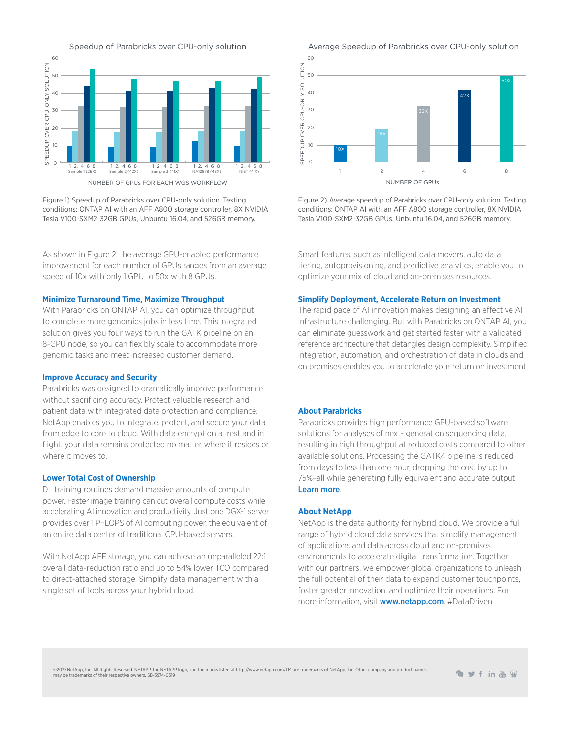Speedup of Parabricks over CPU-only solution

SPEEDUP OVER CPU-ONLY SOLUTION

60
50
40
30
20
10
0

1 2 4 6 8
Sample 1 (26X)
1 2 4 6 8
Sample 2 (42X)
1 2 4 6 8
Sample 3 (41X)
1 2 4 6 8
NA12878 (43X)
1 2 4 6 8
NIST (41X)

NUMBER OF GPUs FOR EACH WGS WORKFLOW

Figure 1) Speedup of Parabricks over CPU-only solution. Testing conditions: ONTAP AI with an AFF A800 storage controller, 8X NVIDIA Tesla V100-SXM2-32GB GPUs, Ubuntu 16.04, and 526GB memory.

Average Speedup of Parabricks over CPU-only solution

SPEEDUP OVER CPU-ONLY SOLUTION

60
50
40
30
20
10
0

10X
18X
32X
42X
50X

1
2
4
6
8

NUMBER OF GPUs

Figure 2) Average speedup of Parabricks over CPU-only solution. Testing conditions: ONTAP AI with an AFF A800 storage controller, 8X NVIDIA Tesla V100-SXM2-32GB GPUs, Ubuntu 16.04, and 526GB memory.

As shown in Figure 2, the average GPU-enabled performance improvement for each number of GPUs ranges from an average speed of 10x with only 1 GPU to 50x with 8 GPUs.

### Minimize Turnaround Time, Maximize Throughput

With Parabricks on ONTAP AI, you can optimize throughput to complete more genomics jobs in less time. This integrated solution gives you four ways to run the GATK pipeline on an 8-GPU node, so you can flexibly scale to accommodate more genomic tasks and meet increased customer demand.

### Improve Accuracy and Security

Parabricks was designed to dramatically improve performance without sacrificing accuracy. Protect valuable research and patient data with integrated data protection and compliance. NetApp enables you to integrate, protect, and secure your data from edge to core to cloud. With data encryption at rest and in flight, your data remains protected no matter where it resides or where it moves to.

### Lower Total Cost of Ownership

DL training routines demand massive amounts of compute power. Faster image training can cut overall compute costs while accelerating AI innovation and productivity. Just one DGX-1 server provides over 1 PFLOPS of AI computing power, the equivalent of an entire data center of traditional CPU-based servers.

With NetApp AFF storage, you can achieve an unparalleled 22:1 overall data-reduction ratio and up to 54% lower TCO compared to direct-attached storage. Simplify data management with a single set of tools across your hybrid cloud.

Smart features, such as intelligent data movers, auto data tiering, autoprovisioning, and predictive analytics, enable you to optimize your mix of cloud and on-premises resources.

### Simplify Deployment, Accelerate Return on Investment

The rapid pace of AI innovation makes designing an effective AI infrastructure challenging. But with Parabricks on ONTAP AI, you can eliminate guesswork and get started faster with a validated reference architecture that detangles design complexity. Simplified integration, automation, and orchestration of data in clouds and on premises enables you to accelerate your return on investment.

---

### About Parabricks

Parabricks provides high performance GPU-based software solutions for analyses of next- generation sequencing data, resulting in high throughput at reduced costs compared to other available solutions. Processing the GATK4 pipeline is reduced from days to less than one hour, dropping the cost by up to 75%–all while generating fully equivalent and accurate output. **Learn more**.

### About NetApp

NetApp is the data authority for hybrid cloud. We provide a full range of hybrid cloud data services that simplify management of applications and data across cloud and on-premises environments to accelerate digital transformation. Together with our partners, we empower global organizations to unleash the full potential of their data to expand customer touchpoints, foster greater innovation, and optimize their operations. For more information, visit **www.netapp.com**. #DataDriven

©2019 NetApp, Inc. All Rights Reserved. NETAPP, the NETAPP logo, and the marks listed at http://www.netapp.com/TM are trademarks of NetApp, Inc. Other company and product names may be trademarks of their respective owners. SB-3974-0319